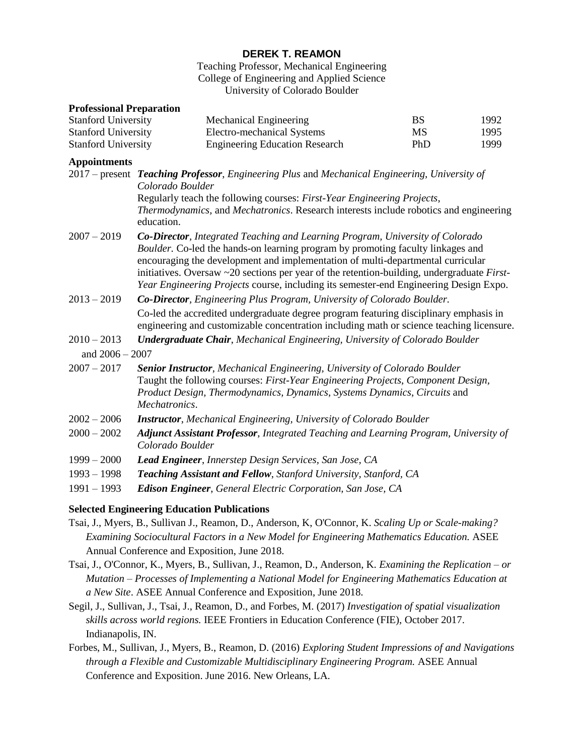# DEREK T. REAMON

Teaching Professor, Mechanical Engineering
College of Engineering and Applied Science
University of Colorado Boulder

## Professional Preparation

| | | | |
|---|---|---|---|
| Stanford University | Mechanical Engineering | BS | 1992 |
| Stanford University | Electro-mechanical Systems | MS | 1995 |
| Stanford University | Engineering Education Research | PhD | 1999 |

## Appointments

2017 – present ***Teaching Professor***, *Engineering Plus* and *Mechanical Engineering, University of Colorado Boulder*
Regularly teach the following courses: *First-Year Engineering Projects*, *Thermodynamics*, and *Mechatronics*. Research interests include robotics and engineering education.

2007 – 2019 ***Co-Director***, *Integrated Teaching and Learning Program, University of Colorado Boulder.* Co-led the hands-on learning program by promoting faculty linkages and encouraging the development and implementation of multi-departmental curricular initiatives. Oversaw ~20 sections per year of the retention-building, undergraduate *First-Year Engineering Projects* course, including its semester-end Engineering Design Expo.

2013 – 2019 ***Co-Director***, *Engineering Plus Program, University of Colorado Boulder.*
Co-led the accredited undergraduate degree program featuring disciplinary emphasis in engineering and customizable concentration including math or science teaching licensure.

2010 – 2013 and 2006 – 2007 ***Undergraduate Chair***, *Mechanical Engineering, University of Colorado Boulder*

2007 – 2017 ***Senior Instructor***, *Mechanical Engineering, University of Colorado Boulder*
Taught the following courses: *First-Year Engineering Projects*, *Component Design*, *Product Design*, *Thermodynamics*, *Dynamics*, *Systems Dynamics*, *Circuits* and *Mechatronics*.

2002 – 2006 ***Instructor***, *Mechanical Engineering, University of Colorado Boulder*

2000 – 2002 ***Adjunct Assistant Professor***, *Integrated Teaching and Learning Program, University of Colorado Boulder*

1999 – 2000 ***Lead Engineer***, *Innerstep Design Services, San Jose, CA*

1993 – 1998 ***Teaching Assistant and Fellow***, *Stanford University, Stanford, CA*

1991 – 1993 ***Edison Engineer***, *General Electric Corporation, San Jose, CA*

## Selected Engineering Education Publications

Tsai, J., Myers, B., Sullivan J., Reamon, D., Anderson, K, O'Connor, K. *Scaling Up or Scale-making? Examining Sociocultural Factors in a New Model for Engineering Mathematics Education.* ASEE Annual Conference and Exposition, June 2018.

Tsai, J., O'Connor, K., Myers, B., Sullivan, J., Reamon, D., Anderson, K. *Examining the Replication – or Mutation – Processes of Implementing a National Model for Engineering Mathematics Education at a New Site*. ASEE Annual Conference and Exposition, June 2018.

Segil, J., Sullivan, J., Tsai, J., Reamon, D., and Forbes, M. (2017) *Investigation of spatial visualization skills across world regions.* IEEE Frontiers in Education Conference (FIE), October 2017. Indianapolis, IN.

Forbes, M., Sullivan, J., Myers, B., Reamon, D. (2016) *Exploring Student Impressions of and Navigations through a Flexible and Customizable Multidisciplinary Engineering Program.* ASEE Annual Conference and Exposition. June 2016. New Orleans, LA.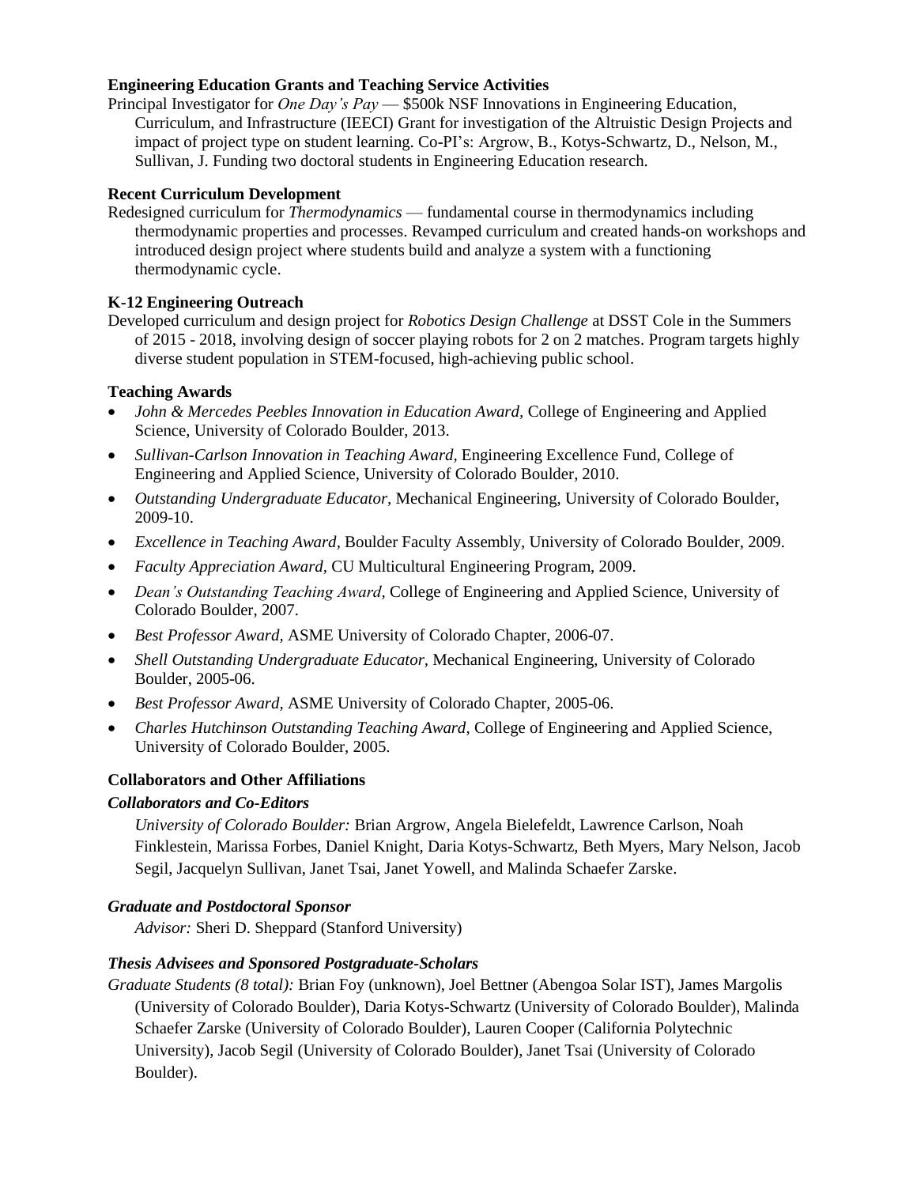**Engineering Education Grants and Teaching Service Activities**

Principal Investigator for *One Day's Pay* — $500k NSF Innovations in Engineering Education, Curriculum, and Infrastructure (IEECI) Grant for investigation of the Altruistic Design Projects and impact of project type on student learning. Co-PI's: Argrow, B., Kotys-Schwartz, D., Nelson, M., Sullivan, J. Funding two doctoral students in Engineering Education research.

**Recent Curriculum Development**

Redesigned curriculum for *Thermodynamics* — fundamental course in thermodynamics including thermodynamic properties and processes. Revamped curriculum and created hands-on workshops and introduced design project where students build and analyze a system with a functioning thermodynamic cycle.

**K-12 Engineering Outreach**

Developed curriculum and design project for *Robotics Design Challenge* at DSST Cole in the Summers of 2015 - 2018, involving design of soccer playing robots for 2 on 2 matches. Program targets highly diverse student population in STEM-focused, high-achieving public school.

**Teaching Awards**

- *John & Mercedes Peebles Innovation in Education Award,* College of Engineering and Applied Science, University of Colorado Boulder, 2013.
- *Sullivan-Carlson Innovation in Teaching Award,* Engineering Excellence Fund, College of Engineering and Applied Science, University of Colorado Boulder, 2010.
- *Outstanding Undergraduate Educator,* Mechanical Engineering, University of Colorado Boulder, 2009-10.
- *Excellence in Teaching Award*, Boulder Faculty Assembly, University of Colorado Boulder, 2009.
- *Faculty Appreciation Award,* CU Multicultural Engineering Program, 2009.
- *Dean's Outstanding Teaching Award*, College of Engineering and Applied Science, University of Colorado Boulder, 2007.
- *Best Professor Award,* ASME University of Colorado Chapter, 2006-07.
- *Shell Outstanding Undergraduate Educator,* Mechanical Engineering, University of Colorado Boulder, 2005-06.
- *Best Professor Award,* ASME University of Colorado Chapter, 2005-06.
- *Charles Hutchinson Outstanding Teaching Award*, College of Engineering and Applied Science, University of Colorado Boulder, 2005.

**Collaborators and Other Affiliations**

***Collaborators and Co-Editors***

*University of Colorado Boulder:* Brian Argrow, Angela Bielefeldt, Lawrence Carlson, Noah Finklestein, Marissa Forbes, Daniel Knight, Daria Kotys-Schwartz, Beth Myers, Mary Nelson, Jacob Segil, Jacquelyn Sullivan, Janet Tsai, Janet Yowell, and Malinda Schaefer Zarske.

***Graduate and Postdoctoral Sponsor***

*Advisor:* Sheri D. Sheppard (Stanford University)

***Thesis Advisees and Sponsored Postgraduate-Scholars***

*Graduate Students (8 total):* Brian Foy (unknown), Joel Bettner (Abengoa Solar IST), James Margolis (University of Colorado Boulder), Daria Kotys-Schwartz (University of Colorado Boulder), Malinda Schaefer Zarske (University of Colorado Boulder), Lauren Cooper (California Polytechnic University), Jacob Segil (University of Colorado Boulder), Janet Tsai (University of Colorado Boulder).